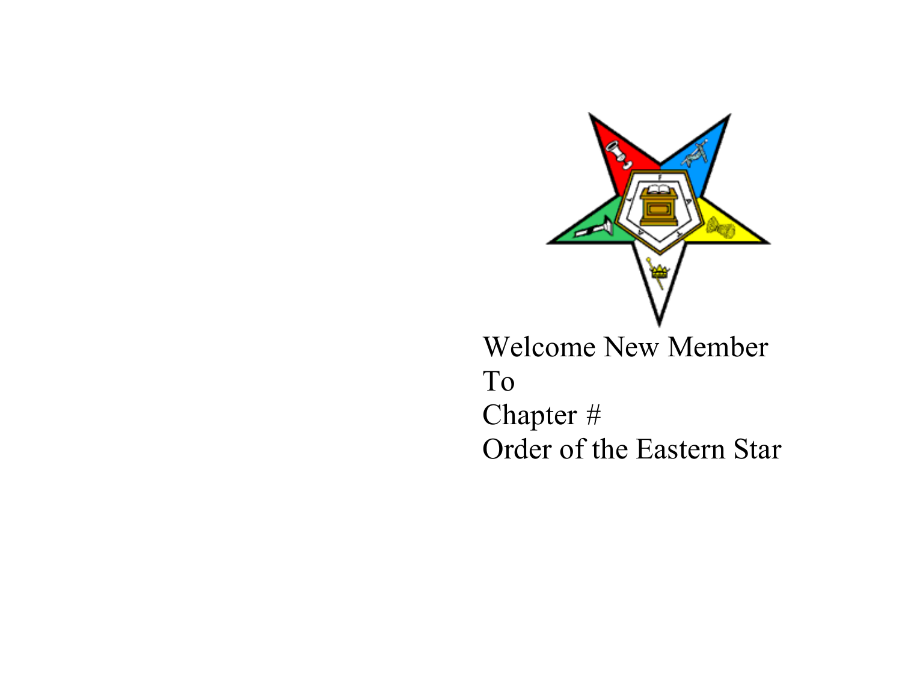Welcome New Member
To
Chapter #
Order of the Eastern Star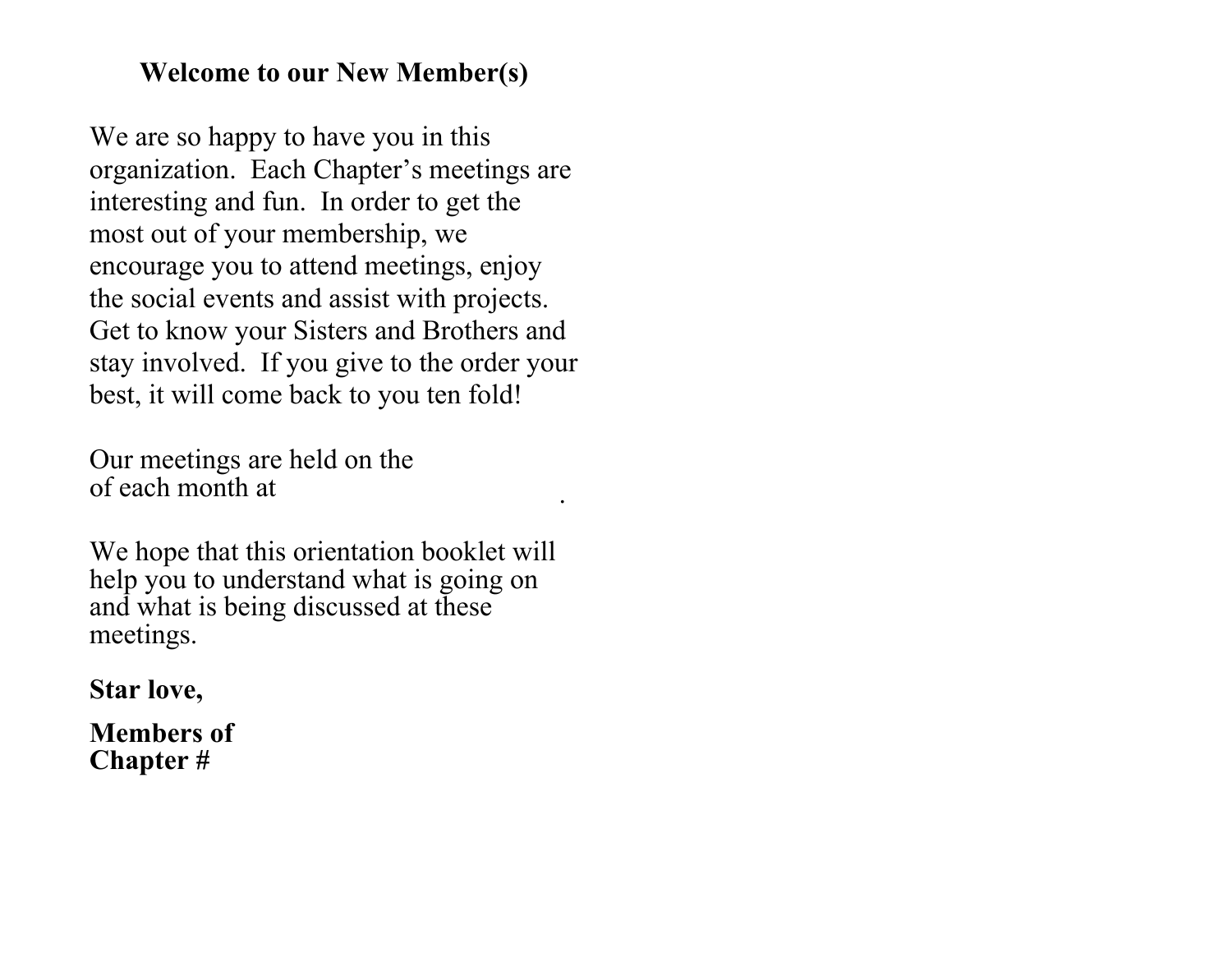## Welcome to our New Member(s)

We are so happy to have you in this organization. Each Chapter's meetings are interesting and fun. In order to get the most out of your membership, we encourage you to attend meetings, enjoy the social events and assist with projects. Get to know your Sisters and Brothers and stay involved. If you give to the order your best, it will come back to you ten fold!

Our meetings are held on the  
of each month at .

We hope that this orientation booklet will help you to understand what is going on and what is being discussed at these meetings.

**Star love,**

**Members of**  
**Chapter #**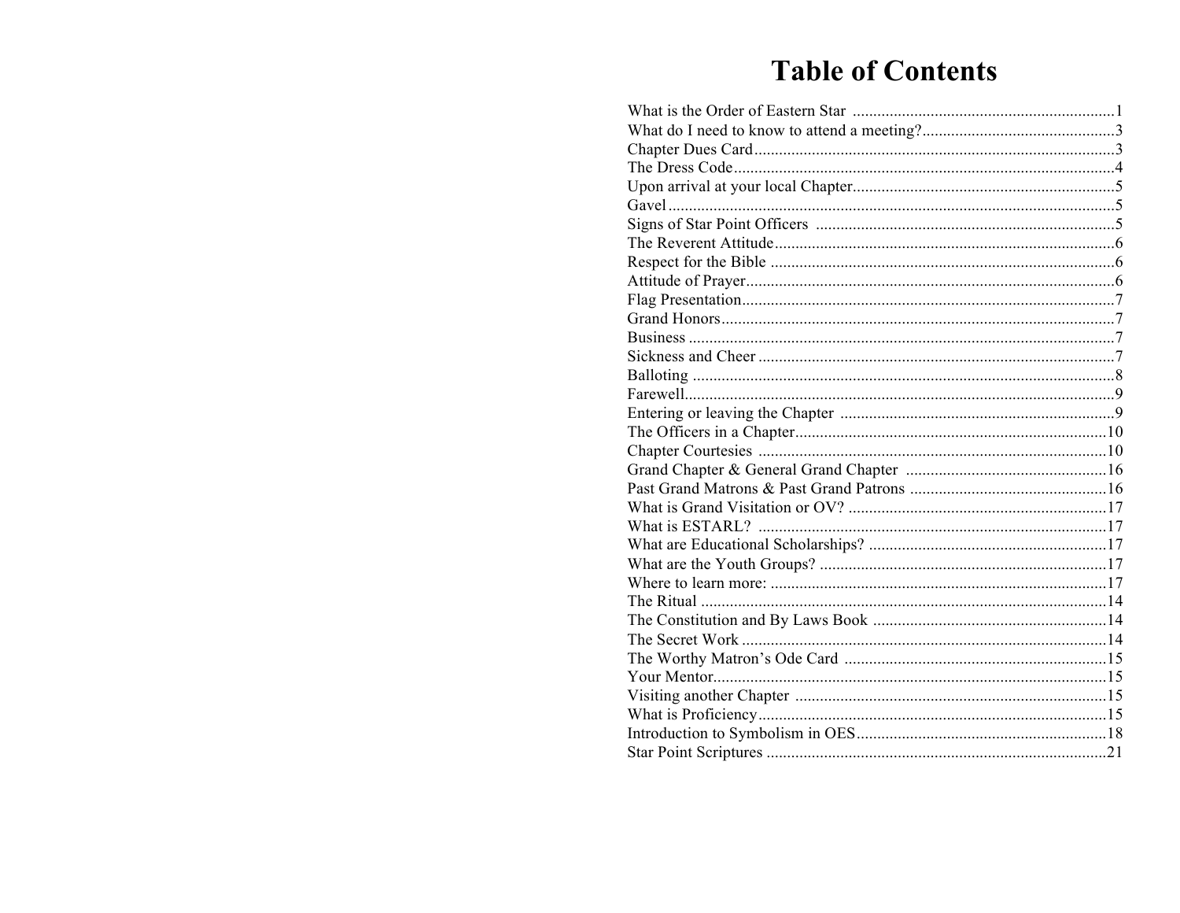# Table of Contents

What is the Order of Eastern Star ...............................................................1
What do I need to know to attend a meeting?...............................................3
Chapter Dues Card........................................................................................3
The Dress Code.............................................................................................4
Upon arrival at your local Chapter................................................................5
Gavel.............................................................................................................5
Signs of Star Point Officers ..........................................................................5
The Reverent Attitude...................................................................................6
Respect for the Bible ....................................................................................6
Attitude of Prayer..........................................................................................6
Flag Presentation...........................................................................................7
Grand Honors................................................................................................7
Business ........................................................................................................7
Sickness and Cheer .......................................................................................7
Balloting .......................................................................................................8
Farewell.........................................................................................................9
Entering or leaving the Chapter ...................................................................9
The Officers in a Chapter............................................................................10
Chapter Courtesies .....................................................................................10
Grand Chapter & General Grand Chapter ..................................................16
Past Grand Matrons & Past Grand Patrons ................................................16
What is Grand Visitation or OV? ...............................................................17
What is ESTARL? .....................................................................................17
What are Educational Scholarships? ..........................................................17
What are the Youth Groups? ......................................................................17
Where to learn more: ..................................................................................17
The Ritual ...................................................................................................14
The Constitution and By Laws Book .........................................................14
The Secret Work .........................................................................................14
The Worthy Matron's Ode Card ................................................................15
Your Mentor................................................................................................15
Visiting another Chapter ............................................................................15
What is Proficiency.....................................................................................15
Introduction to Symbolism in OES.............................................................18
Star Point Scriptures ...................................................................................21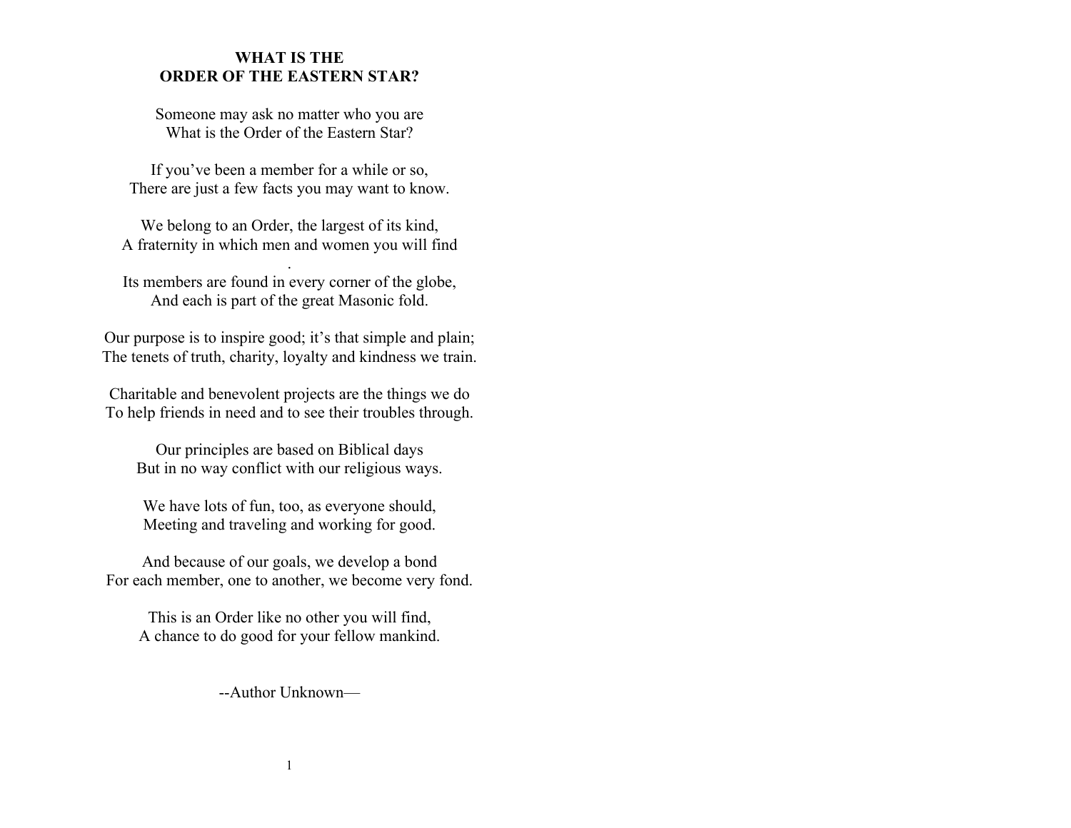# WHAT IS THE ORDER OF THE EASTERN STAR?

Someone may ask no matter who you are  
What is the Order of the Eastern Star?

If you've been a member for a while or so,  
There are just a few facts you may want to know.

We belong to an Order, the largest of its kind,  
A fraternity in which men and women you will find  
.  
Its members are found in every corner of the globe,  
And each is part of the great Masonic fold.

Our purpose is to inspire good; it's that simple and plain;  
The tenets of truth, charity, loyalty and kindness we train.

Charitable and benevolent projects are the things we do  
To help friends in need and to see their troubles through.

Our principles are based on Biblical days  
But in no way conflict with our religious ways.

We have lots of fun, too, as everyone should,  
Meeting and traveling and working for good.

And because of our goals, we develop a bond  
For each member, one to another, we become very fond.

This is an Order like no other you will find,  
A chance to do good for your fellow mankind.

--Author Unknown—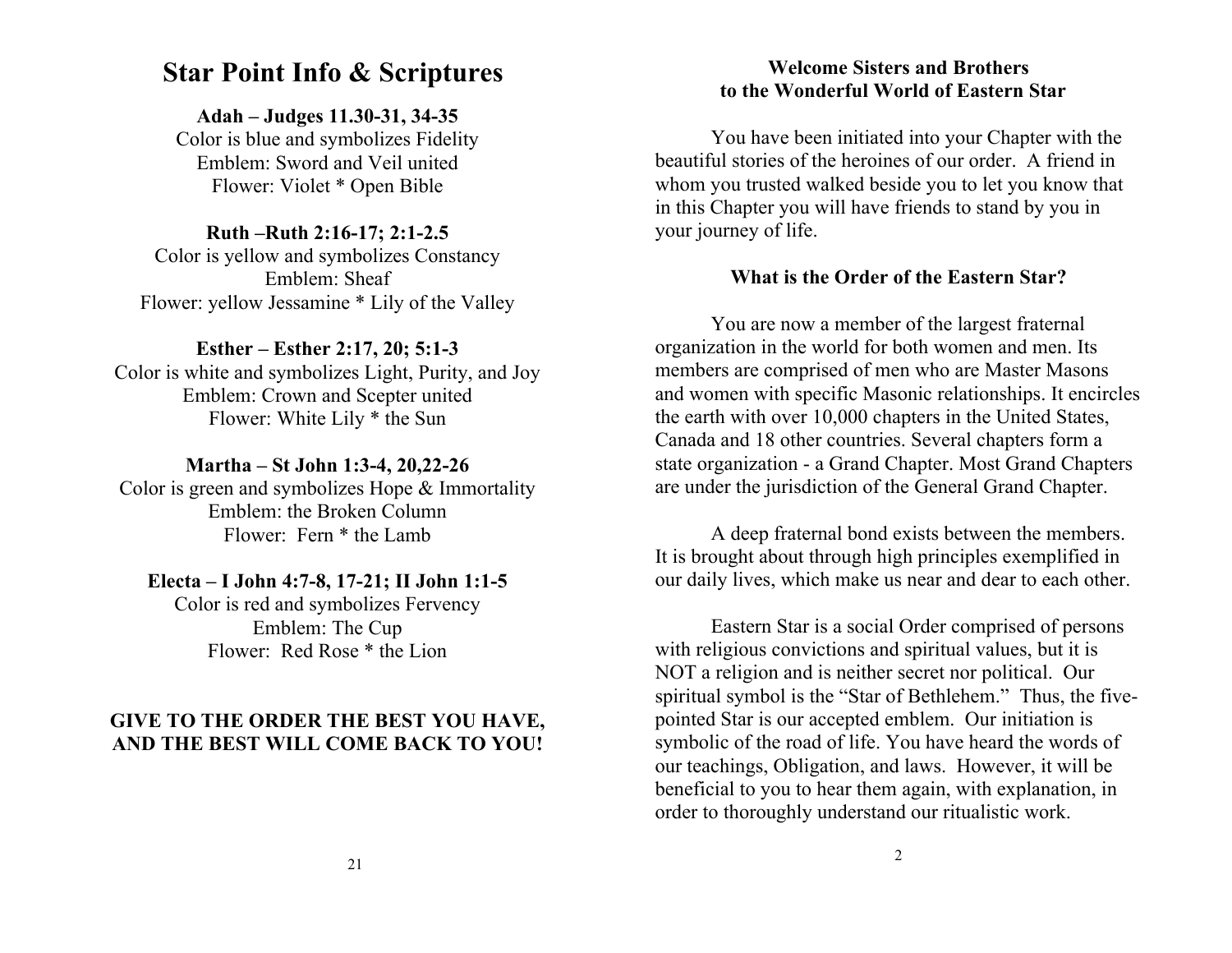# Star Point Info & Scriptures

**Adah – Judges 11.30-31, 34-35**
Color is blue and symbolizes Fidelity
Emblem: Sword and Veil united
Flower: Violet * Open Bible

**Ruth –Ruth 2:16-17; 2:1-2.5**
Color is yellow and symbolizes Constancy
Emblem: Sheaf
Flower: yellow Jessamine * Lily of the Valley

**Esther – Esther 2:17, 20; 5:1-3**
Color is white and symbolizes Light, Purity, and Joy
Emblem: Crown and Scepter united
Flower: White Lily * the Sun

**Martha – St John 1:3-4, 20,22-26**
Color is green and symbolizes Hope & Immortality
Emblem: the Broken Column
Flower: Fern * the Lamb

**Electa – I John 4:7-8, 17-21; II John 1:1-5**
Color is red and symbolizes Fervency
Emblem: The Cup
Flower: Red Rose * the Lion

**GIVE TO THE ORDER THE BEST YOU HAVE, AND THE BEST WILL COME BACK TO YOU!**

**Welcome Sisters and Brothers to the Wonderful World of Eastern Star**

You have been initiated into your Chapter with the beautiful stories of the heroines of our order. A friend in whom you trusted walked beside you to let you know that in this Chapter you will have friends to stand by you in your journey of life.

**What is the Order of the Eastern Star?**

You are now a member of the largest fraternal organization in the world for both women and men. Its members are comprised of men who are Master Masons and women with specific Masonic relationships. It encircles the earth with over 10,000 chapters in the United States, Canada and 18 other countries. Several chapters form a state organization - a Grand Chapter. Most Grand Chapters are under the jurisdiction of the General Grand Chapter.

A deep fraternal bond exists between the members. It is brought about through high principles exemplified in our daily lives, which make us near and dear to each other.

Eastern Star is a social Order comprised of persons with religious convictions and spiritual values, but it is NOT a religion and is neither secret nor political. Our spiritual symbol is the "Star of Bethlehem." Thus, the five-pointed Star is our accepted emblem. Our initiation is symbolic of the road of life. You have heard the words of our teachings, Obligation, and laws. However, it will be beneficial to you to hear them again, with explanation, in order to thoroughly understand our ritualistic work.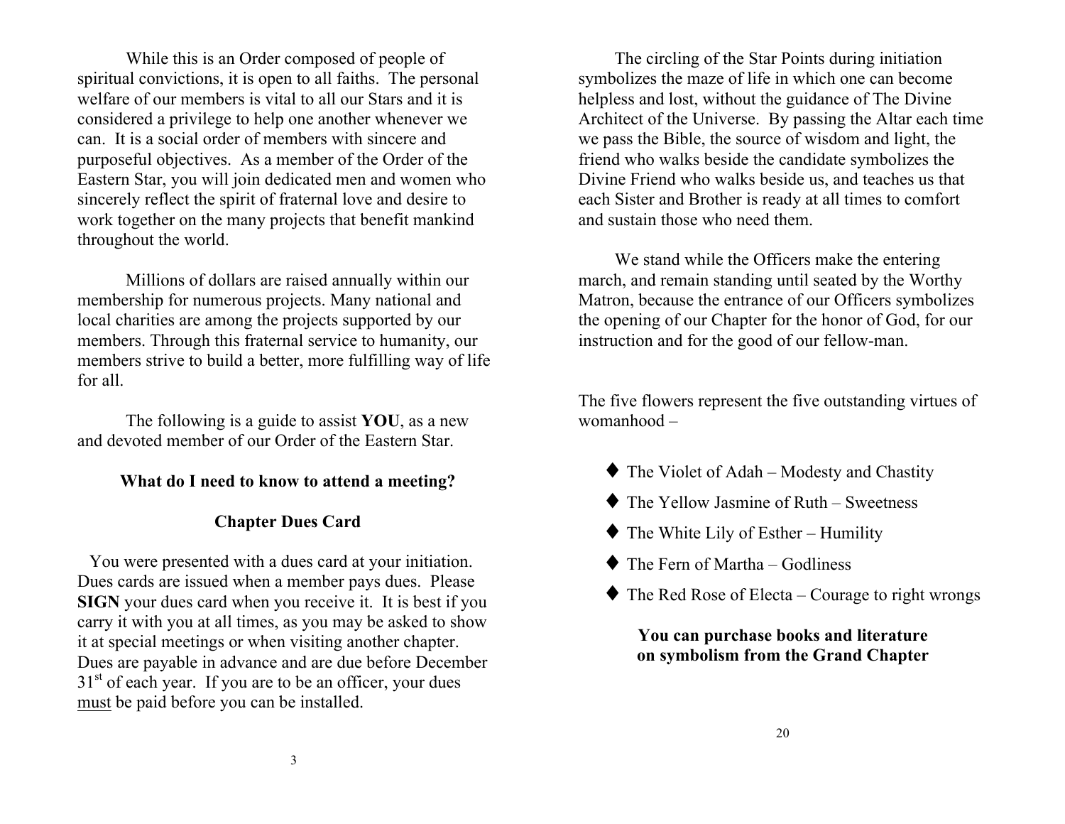While this is an Order composed of people of spiritual convictions, it is open to all faiths. The personal welfare of our members is vital to all our Stars and it is considered a privilege to help one another whenever we can. It is a social order of members with sincere and purposeful objectives. As a member of the Order of the Eastern Star, you will join dedicated men and women who sincerely reflect the spirit of fraternal love and desire to work together on the many projects that benefit mankind throughout the world.

Millions of dollars are raised annually within our membership for numerous projects. Many national and local charities are among the projects supported by our members. Through this fraternal service to humanity, our members strive to build a better, more fulfilling way of life for all.

The following is a guide to assist **YOU**, as a new and devoted member of our Order of the Eastern Star.

### What do I need to know to attend a meeting?

### Chapter Dues Card

You were presented with a dues card at your initiation. Dues cards are issued when a member pays dues. Please **SIGN** your dues card when you receive it. It is best if you carry it with you at all times, as you may be asked to show it at special meetings or when visiting another chapter. Dues are payable in advance and are due before December 31st of each year. If you are to be an officer, your dues <u>must</u> be paid before you can be installed.

The circling of the Star Points during initiation symbolizes the maze of life in which one can become helpless and lost, without the guidance of The Divine Architect of the Universe. By passing the Altar each time we pass the Bible, the source of wisdom and light, the friend who walks beside the candidate symbolizes the Divine Friend who walks beside us, and teaches us that each Sister and Brother is ready at all times to comfort and sustain those who need them.

We stand while the Officers make the entering march, and remain standing until seated by the Worthy Matron, because the entrance of our Officers symbolizes the opening of our Chapter for the honor of God, for our instruction and for the good of our fellow-man.

The five flowers represent the five outstanding virtues of womanhood –

- The Violet of Adah – Modesty and Chastity
- The Yellow Jasmine of Ruth – Sweetness
- The White Lily of Esther – Humility
- The Fern of Martha – Godliness
- The Red Rose of Electa – Courage to right wrongs

**You can purchase books and literature on symbolism from the Grand Chapter**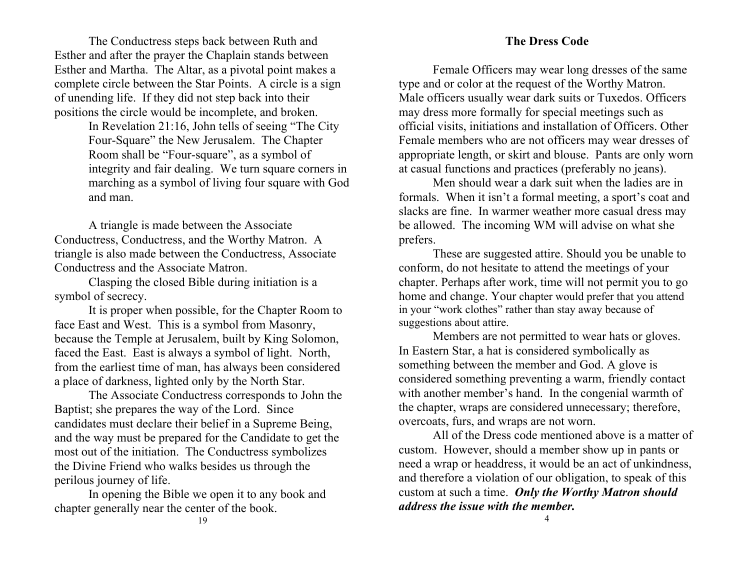The Conductress steps back between Ruth and Esther and after the prayer the Chaplain stands between Esther and Martha. The Altar, as a pivotal point makes a complete circle between the Star Points. A circle is a sign of unending life. If they did not step back into their positions the circle would be incomplete, and broken.

> In Revelation 21:16, John tells of seeing "The City Four-Square" the New Jerusalem. The Chapter Room shall be "Four-square", as a symbol of integrity and fair dealing. We turn square corners in marching as a symbol of living four square with God and man.

A triangle is made between the Associate Conductress, Conductress, and the Worthy Matron. A triangle is also made between the Conductress, Associate Conductress and the Associate Matron.

Clasping the closed Bible during initiation is a symbol of secrecy.

It is proper when possible, for the Chapter Room to face East and West. This is a symbol from Masonry, because the Temple at Jerusalem, built by King Solomon, faced the East. East is always a symbol of light. North, from the earliest time of man, has always been considered a place of darkness, lighted only by the North Star.

The Associate Conductress corresponds to John the Baptist; she prepares the way of the Lord. Since candidates must declare their belief in a Supreme Being, and the way must be prepared for the Candidate to get the most out of the initiation. The Conductress symbolizes the Divine Friend who walks besides us through the perilous journey of life.

In opening the Bible we open it to any book and chapter generally near the center of the book.

## The Dress Code

Female Officers may wear long dresses of the same type and or color at the request of the Worthy Matron. Male officers usually wear dark suits or Tuxedos. Officers may dress more formally for special meetings such as official visits, initiations and installation of Officers. Other Female members who are not officers may wear dresses of appropriate length, or skirt and blouse. Pants are only worn at casual functions and practices (preferably no jeans).

Men should wear a dark suit when the ladies are in formals. When it isn't a formal meeting, a sport's coat and slacks are fine. In warmer weather more casual dress may be allowed. The incoming WM will advise on what she prefers.

These are suggested attire. Should you be unable to conform, do not hesitate to attend the meetings of your chapter. Perhaps after work, time will not permit you to go home and change. Your chapter would prefer that you attend in your "work clothes" rather than stay away because of suggestions about attire.

Members are not permitted to wear hats or gloves. In Eastern Star, a hat is considered symbolically as something between the member and God. A glove is considered something preventing a warm, friendly contact with another member's hand. In the congenial warmth of the chapter, wraps are considered unnecessary; therefore, overcoats, furs, and wraps are not worn.

All of the Dress code mentioned above is a matter of custom. However, should a member show up in pants or need a wrap or headdress, it would be an act of unkindness, and therefore a violation of our obligation, to speak of this custom at such a time. ***Only the Worthy Matron should address the issue with the member.***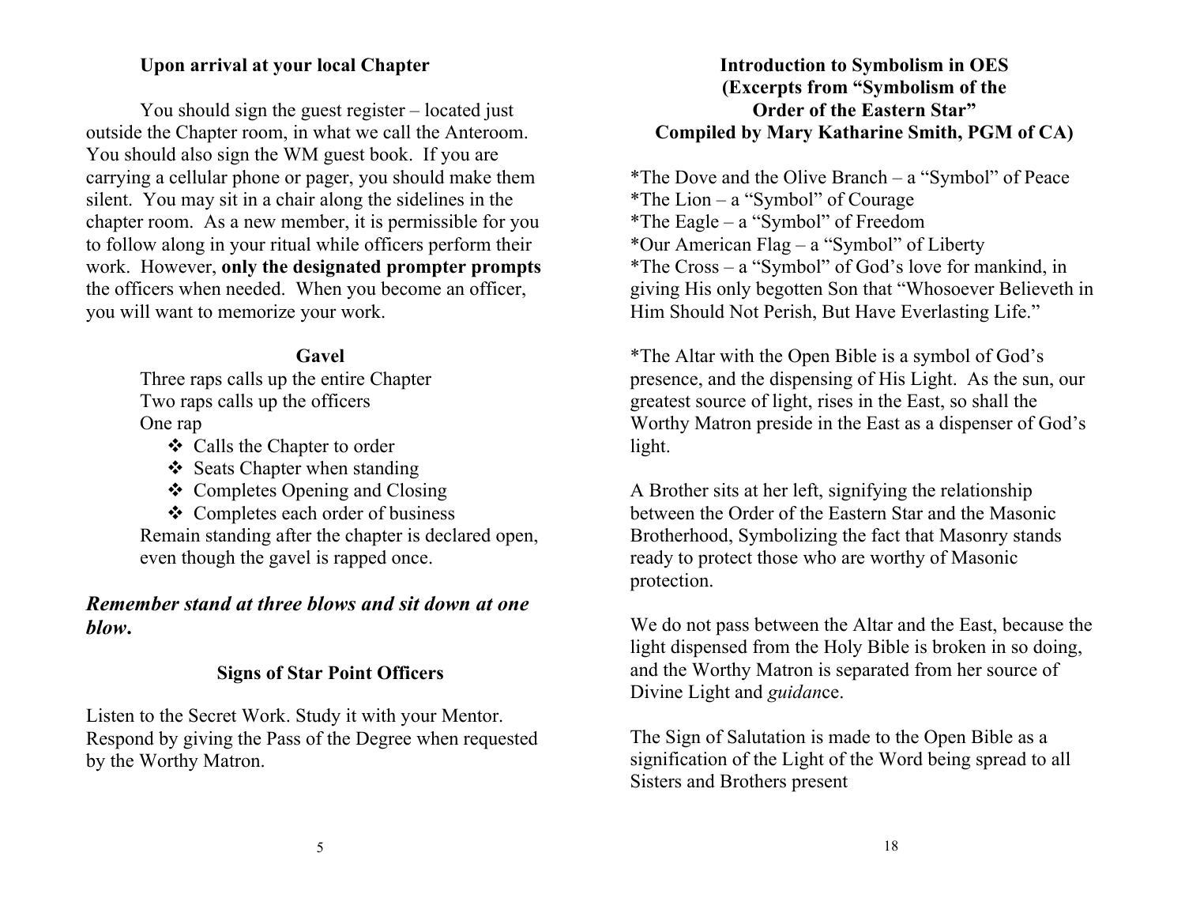### Upon arrival at your local Chapter

You should sign the guest register – located just outside the Chapter room, in what we call the Anteroom. You should also sign the WM guest book. If you are carrying a cellular phone or pager, you should make them silent. You may sit in a chair along the sidelines in the chapter room. As a new member, it is permissible for you to follow along in your ritual while officers perform their work. However, **only the designated prompter prompts** the officers when needed. When you become an officer, you will want to memorize your work.

### Gavel

Three raps calls up the entire Chapter
Two raps calls up the officers
One rap

- Calls the Chapter to order
- Seats Chapter when standing
- Completes Opening and Closing
- Completes each order of business

Remain standing after the chapter is declared open, even though the gavel is rapped once.

***Remember stand at three blows and sit down at one blow.***

### Signs of Star Point Officers

Listen to the Secret Work. Study it with your Mentor. Respond by giving the Pass of the Degree when requested by the Worthy Matron.

### Introduction to Symbolism in OES (Excerpts from "Symbolism of the Order of the Eastern Star" Compiled by Mary Katharine Smith, PGM of CA)

*The Dove and the Olive Branch – a "Symbol" of Peace
*The Lion – a "Symbol" of Courage
*The Eagle – a "Symbol" of Freedom
*Our American Flag – a "Symbol" of Liberty
*The Cross – a "Symbol" of God's love for mankind, in giving His only begotten Son that "Whosoever Believeth in Him Should Not Perish, But Have Everlasting Life."

*The Altar with the Open Bible is a symbol of God's presence, and the dispensing of His Light. As the sun, our greatest source of light, rises in the East, so shall the Worthy Matron preside in the East as a dispenser of God's light.

A Brother sits at her left, signifying the relationship between the Order of the Eastern Star and the Masonic Brotherhood, Symbolizing the fact that Masonry stands ready to protect those who are worthy of Masonic protection.

We do not pass between the Altar and the East, because the light dispensed from the Holy Bible is broken in so doing, and the Worthy Matron is separated from her source of Divine Light and *guidan*ce.

The Sign of Salutation is made to the Open Bible as a signification of the Light of the Word being spread to all Sisters and Brothers present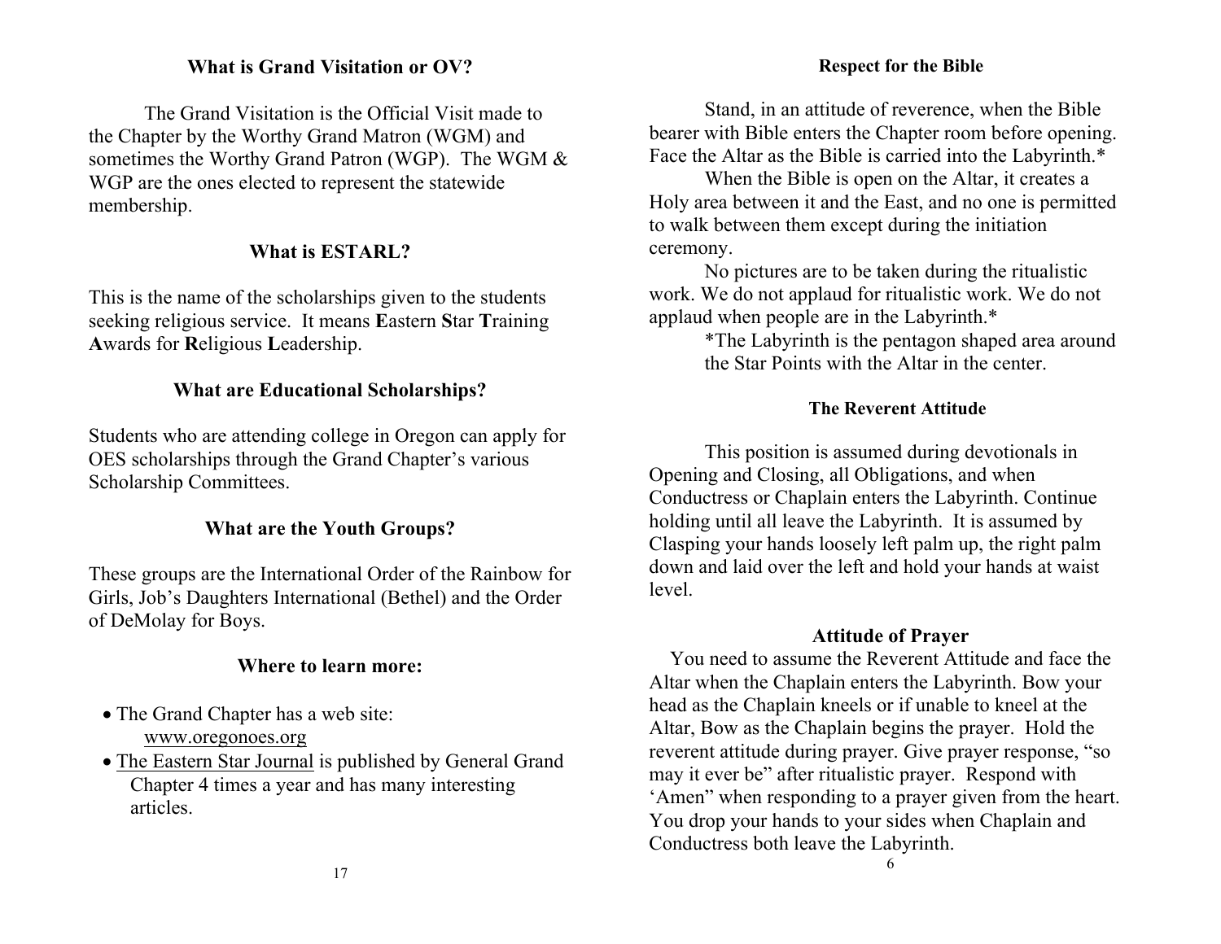## What is Grand Visitation or OV?

The Grand Visitation is the Official Visit made to the Chapter by the Worthy Grand Matron (WGM) and sometimes the Worthy Grand Patron (WGP). The WGM & WGP are the ones elected to represent the statewide membership.

## What is ESTARL?

This is the name of the scholarships given to the students seeking religious service. It means **E**astern **S**tar **T**raining **A**wards for **R**eligious **L**eadership.

## What are Educational Scholarships?

Students who are attending college in Oregon can apply for OES scholarships through the Grand Chapter's various Scholarship Committees.

## What are the Youth Groups?

These groups are the International Order of the Rainbow for Girls, Job's Daughters International (Bethel) and the Order of DeMolay for Boys.

## Where to learn more:

- The Grand Chapter has a web site: www.oregonoes.org
- The Eastern Star Journal is published by General Grand Chapter 4 times a year and has many interesting articles.

## Respect for the Bible

Stand, in an attitude of reverence, when the Bible bearer with Bible enters the Chapter room before opening. Face the Altar as the Bible is carried into the Labyrinth.*

When the Bible is open on the Altar, it creates a Holy area between it and the East, and no one is permitted to walk between them except during the initiation ceremony.

No pictures are to be taken during the ritualistic work. We do not applaud for ritualistic work. We do not applaud when people are in the Labyrinth.*

*The Labyrinth is the pentagon shaped area around the Star Points with the Altar in the center.

## The Reverent Attitude

This position is assumed during devotionals in Opening and Closing, all Obligations, and when Conductress or Chaplain enters the Labyrinth. Continue holding until all leave the Labyrinth. It is assumed by Clasping your hands loosely left palm up, the right palm down and laid over the left and hold your hands at waist level.

## Attitude of Prayer

You need to assume the Reverent Attitude and face the Altar when the Chaplain enters the Labyrinth. Bow your head as the Chaplain kneels or if unable to kneel at the Altar, Bow as the Chaplain begins the prayer. Hold the reverent attitude during prayer. Give prayer response, "so may it ever be" after ritualistic prayer. Respond with 'Amen" when responding to a prayer given from the heart. You drop your hands to your sides when Chaplain and Conductress both leave the Labyrinth.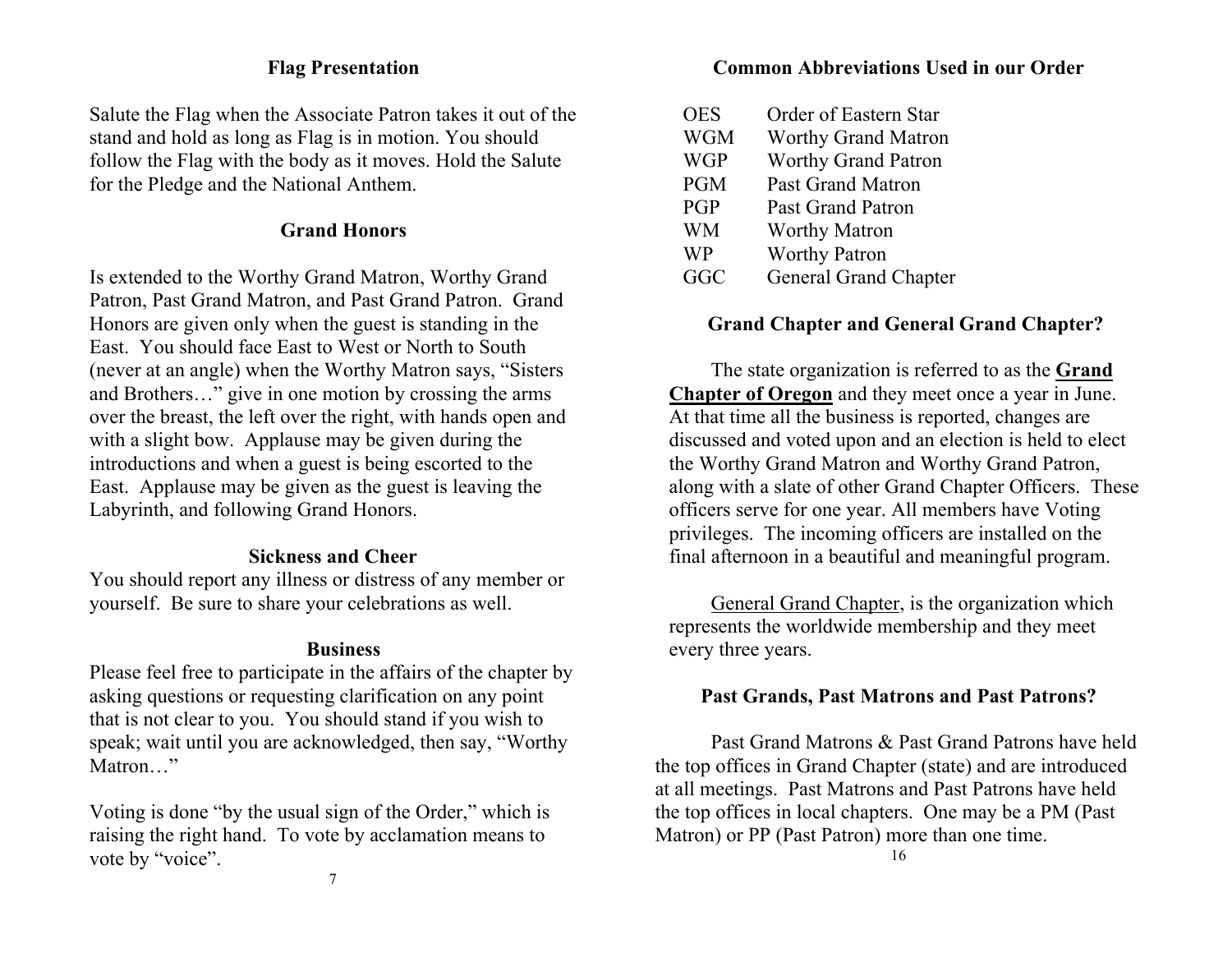### Flag Presentation

Salute the Flag when the Associate Patron takes it out of the stand and hold as long as Flag is in motion. You should follow the Flag with the body as it moves. Hold the Salute for the Pledge and the National Anthem.

### Grand Honors

Is extended to the Worthy Grand Matron, Worthy Grand Patron, Past Grand Matron, and Past Grand Patron. Grand Honors are given only when the guest is standing in the East. You should face East to West or North to South (never at an angle) when the Worthy Matron says, "Sisters and Brothers…" give in one motion by crossing the arms over the breast, the left over the right, with hands open and with a slight bow. Applause may be given during the introductions and when a guest is being escorted to the East. Applause may be given as the guest is leaving the Labyrinth, and following Grand Honors.

### Sickness and Cheer

You should report any illness or distress of any member or yourself. Be sure to share your celebrations as well.

### Business

Please feel free to participate in the affairs of the chapter by asking questions or requesting clarification on any point that is not clear to you. You should stand if you wish to speak; wait until you are acknowledged, then say, "Worthy Matron…"

Voting is done "by the usual sign of the Order," which is raising the right hand. To vote by acclamation means to vote by "voice".

### Common Abbreviations Used in our Order

| | |
|---|---|
| OES | Order of Eastern Star |
| WGM | Worthy Grand Matron |
| WGP | Worthy Grand Patron |
| PGM | Past Grand Matron |
| PGP | Past Grand Patron |
| WM | Worthy Matron |
| WP | Worthy Patron |
| GGC | General Grand Chapter |

### Grand Chapter and General Grand Chapter?

The state organization is referred to as the **Grand Chapter of Oregon** and they meet once a year in June. At that time all the business is reported, changes are discussed and voted upon and an election is held to elect the Worthy Grand Matron and Worthy Grand Patron, along with a slate of other Grand Chapter Officers. These officers serve for one year. All members have Voting privileges. The incoming officers are installed on the final afternoon in a beautiful and meaningful program.

General Grand Chapter, is the organization which represents the worldwide membership and they meet every three years.

### Past Grands, Past Matrons and Past Patrons?

Past Grand Matrons & Past Grand Patrons have held the top offices in Grand Chapter (state) and are introduced at all meetings. Past Matrons and Past Patrons have held the top offices in local chapters. One may be a PM (Past Matron) or PP (Past Patron) more than one time.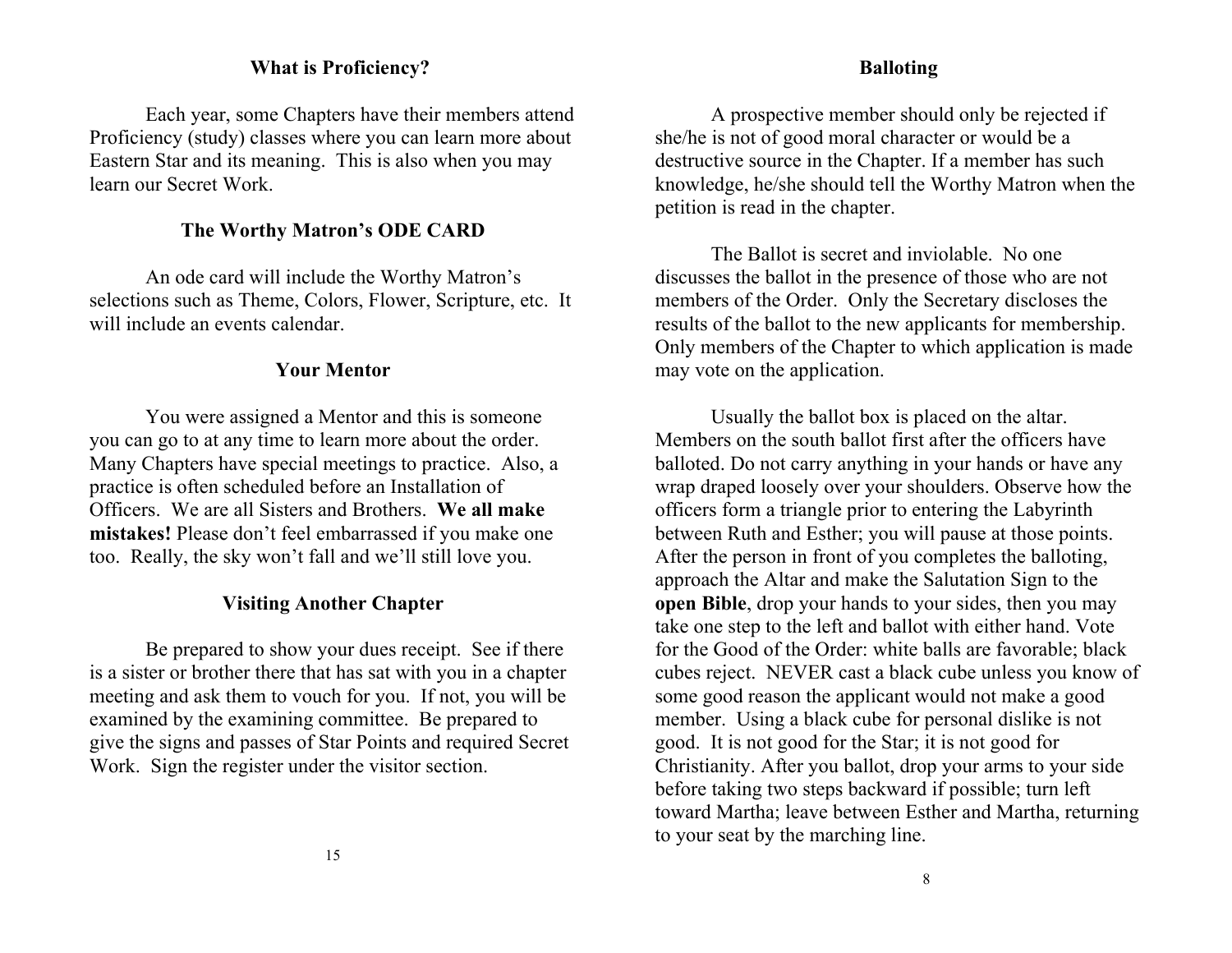## What is Proficiency?

Each year, some Chapters have their members attend Proficiency (study) classes where you can learn more about Eastern Star and its meaning. This is also when you may learn our Secret Work.

## The Worthy Matron's ODE CARD

An ode card will include the Worthy Matron's selections such as Theme, Colors, Flower, Scripture, etc. It will include an events calendar.

## Your Mentor

You were assigned a Mentor and this is someone you can go to at any time to learn more about the order. Many Chapters have special meetings to practice. Also, a practice is often scheduled before an Installation of Officers. We are all Sisters and Brothers. **We all make mistakes!** Please don't feel embarrassed if you make one too. Really, the sky won't fall and we'll still love you.

## Visiting Another Chapter

Be prepared to show your dues receipt. See if there is a sister or brother there that has sat with you in a chapter meeting and ask them to vouch for you. If not, you will be examined by the examining committee. Be prepared to give the signs and passes of Star Points and required Secret Work. Sign the register under the visitor section.

## Balloting

A prospective member should only be rejected if she/he is not of good moral character or would be a destructive source in the Chapter. If a member has such knowledge, he/she should tell the Worthy Matron when the petition is read in the chapter.

The Ballot is secret and inviolable. No one discusses the ballot in the presence of those who are not members of the Order. Only the Secretary discloses the results of the ballot to the new applicants for membership. Only members of the Chapter to which application is made may vote on the application.

Usually the ballot box is placed on the altar. Members on the south ballot first after the officers have balloted. Do not carry anything in your hands or have any wrap draped loosely over your shoulders. Observe how the officers form a triangle prior to entering the Labyrinth between Ruth and Esther; you will pause at those points. After the person in front of you completes the balloting, approach the Altar and make the Salutation Sign to the **open Bible**, drop your hands to your sides, then you may take one step to the left and ballot with either hand. Vote for the Good of the Order: white balls are favorable; black cubes reject. NEVER cast a black cube unless you know of some good reason the applicant would not make a good member. Using a black cube for personal dislike is not good. It is not good for the Star; it is not good for Christianity. After you ballot, drop your arms to your side before taking two steps backward if possible; turn left toward Martha; leave between Esther and Martha, returning to your seat by the marching line.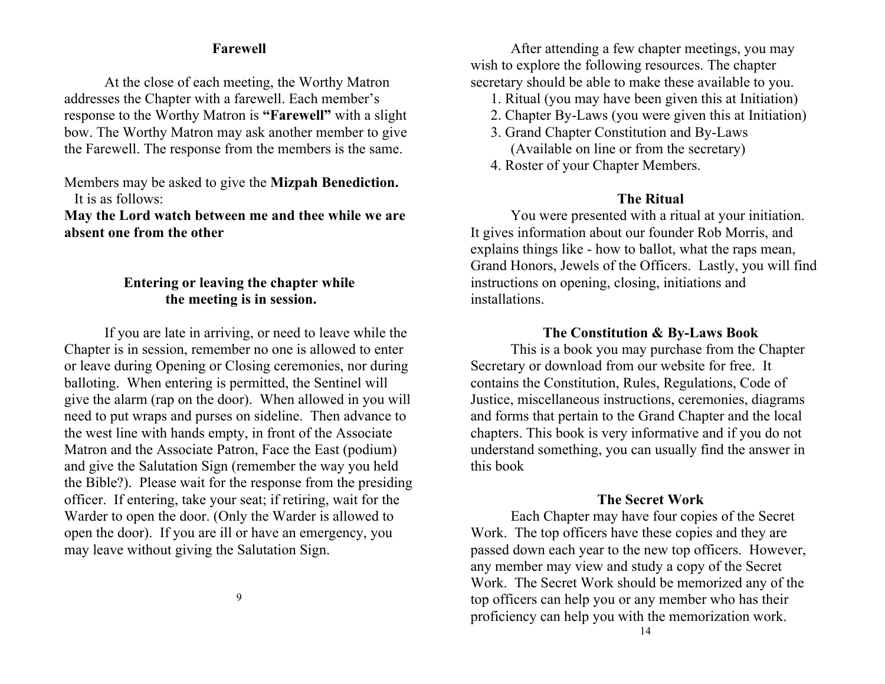### Farewell

At the close of each meeting, the Worthy Matron addresses the Chapter with a farewell. Each member's response to the Worthy Matron is **"Farewell"** with a slight bow. The Worthy Matron may ask another member to give the Farewell. The response from the members is the same.

Members may be asked to give the **Mizpah Benediction.** It is as follows:

**May the Lord watch between me and thee while we are absent one from the other**

### Entering or leaving the chapter while the meeting is in session.

If you are late in arriving, or need to leave while the Chapter is in session, remember no one is allowed to enter or leave during Opening or Closing ceremonies, nor during balloting. When entering is permitted, the Sentinel will give the alarm (rap on the door). When allowed in you will need to put wraps and purses on sideline. Then advance to the west line with hands empty, in front of the Associate Matron and the Associate Patron, Face the East (podium) and give the Salutation Sign (remember the way you held the Bible?). Please wait for the response from the presiding officer. If entering, take your seat; if retiring, wait for the Warder to open the door. (Only the Warder is allowed to open the door). If you are ill or have an emergency, you may leave without giving the Salutation Sign.

After attending a few chapter meetings, you may wish to explore the following resources. The chapter secretary should be able to make these available to you.

1. Ritual (you may have been given this at Initiation)
2. Chapter By-Laws (you were given this at Initiation)
3. Grand Chapter Constitution and By-Laws (Available on line or from the secretary)
4. Roster of your Chapter Members.

### The Ritual

You were presented with a ritual at your initiation. It gives information about our founder Rob Morris, and explains things like - how to ballot, what the raps mean, Grand Honors, Jewels of the Officers. Lastly, you will find instructions on opening, closing, initiations and installations.

### The Constitution & By-Laws Book

This is a book you may purchase from the Chapter Secretary or download from our website for free. It contains the Constitution, Rules, Regulations, Code of Justice, miscellaneous instructions, ceremonies, diagrams and forms that pertain to the Grand Chapter and the local chapters. This book is very informative and if you do not understand something, you can usually find the answer in this book

### The Secret Work

Each Chapter may have four copies of the Secret Work. The top officers have these copies and they are passed down each year to the new top officers. However, any member may view and study a copy of the Secret Work. The Secret Work should be memorized any of the top officers can help you or any member who has their proficiency can help you with the memorization work.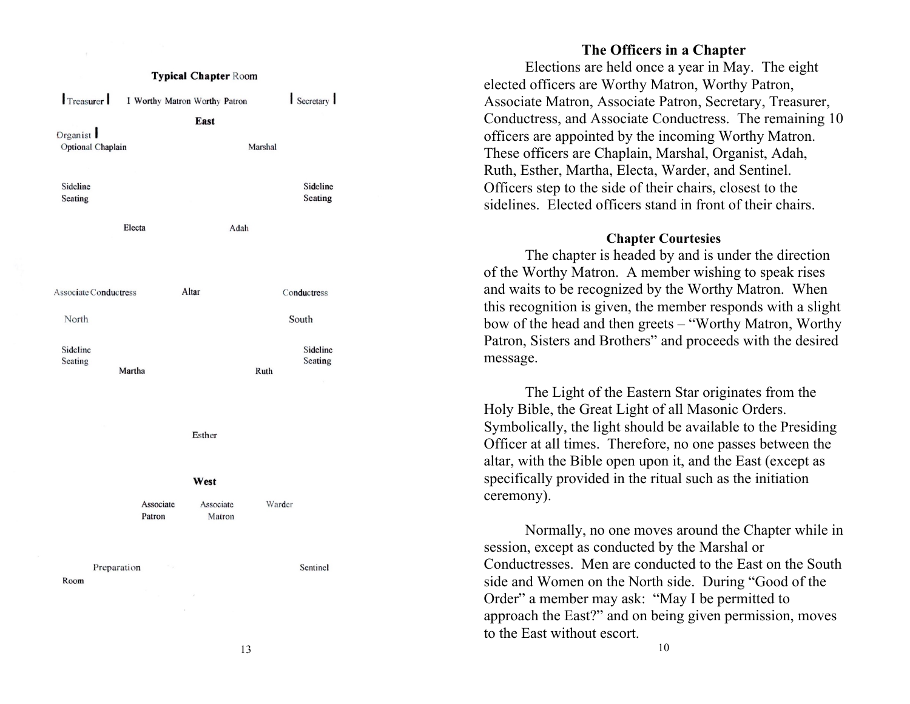## Typical Chapter Room

| Treasurer | | Worthy Matron Worthy Patron | | Secretary |

**East**

Organist |
Optional Chaplain

Marshal

Sideline Seating

Sideline Seating

Electa

Adah

Associate Conductress

Altar

Conductress

North

South

Sideline Seating

Sideline Seating

Martha

Ruth

Esther

**West**

Associate Patron

Associate Matron

Warder

Preparation Room

Sentinel

## The Officers in a Chapter

Elections are held once a year in May. The eight elected officers are Worthy Matron, Worthy Patron, Associate Matron, Associate Patron, Secretary, Treasurer, Conductress, and Associate Conductress. The remaining 10 officers are appointed by the incoming Worthy Matron. These officers are Chaplain, Marshal, Organist, Adah, Ruth, Esther, Martha, Electa, Warder, and Sentinel. Officers step to the side of their chairs, closest to the sidelines. Elected officers stand in front of their chairs.

### Chapter Courtesies

The chapter is headed by and is under the direction of the Worthy Matron. A member wishing to speak rises and waits to be recognized by the Worthy Matron. When this recognition is given, the member responds with a slight bow of the head and then greets – "Worthy Matron, Worthy Patron, Sisters and Brothers" and proceeds with the desired message.

The Light of the Eastern Star originates from the Holy Bible, the Great Light of all Masonic Orders. Symbolically, the light should be available to the Presiding Officer at all times. Therefore, no one passes between the altar, with the Bible open upon it, and the East (except as specifically provided in the ritual such as the initiation ceremony).

Normally, no one moves around the Chapter while in session, except as conducted by the Marshal or Conductresses. Men are conducted to the East on the South side and Women on the North side. During "Good of the Order" a member may ask: "May I be permitted to approach the East?" and on being given permission, moves to the East without escort.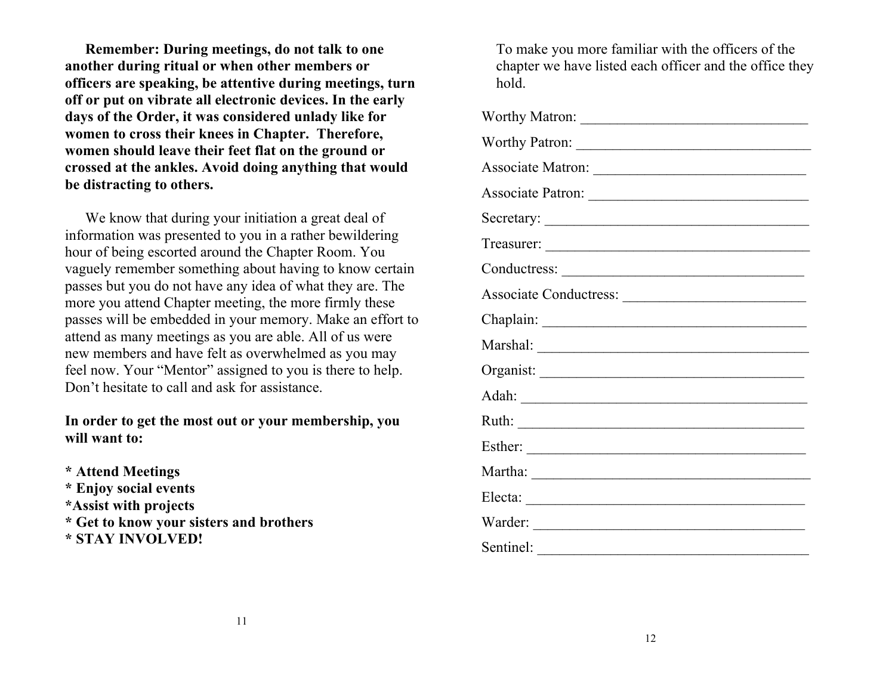**Remember: During meetings, do not talk to one another during ritual or when other members or officers are speaking, be attentive during meetings, turn off or put on vibrate all electronic devices. In the early days of the Order, it was considered unlady like for women to cross their knees in Chapter. Therefore, women should leave their feet flat on the ground or crossed at the ankles. Avoid doing anything that would be distracting to others.**

We know that during your initiation a great deal of information was presented to you in a rather bewildering hour of being escorted around the Chapter Room. You vaguely remember something about having to know certain passes but you do not have any idea of what they are. The more you attend Chapter meeting, the more firmly these passes will be embedded in your memory. Make an effort to attend as many meetings as you are able. All of us were new members and have felt as overwhelmed as you may feel now. Your "Mentor" assigned to you is there to help. Don't hesitate to call and ask for assistance.

**In order to get the most out or your membership, you will want to:**

**\* Attend Meetings**
**\* Enjoy social events**
**\*Assist with projects**
**\* Get to know your sisters and brothers**
**\* STAY INVOLVED!**

To make you more familiar with the officers of the chapter we have listed each officer and the office they hold.

Worthy Matron: ______________________________

Worthy Patron: ______________________________

Associate Matron: ______________________________

Associate Patron: ______________________________

Secretary: ______________________________

Treasurer: ______________________________

Conductress: ______________________________

Associate Conductress: ______________________________

Chaplain: ______________________________

Marshal: ______________________________

Organist: ______________________________

Adah: ______________________________

Ruth: ______________________________

Esther: ______________________________

Martha: ______________________________

Electa: ______________________________

Warder: ______________________________

Sentinel: ______________________________